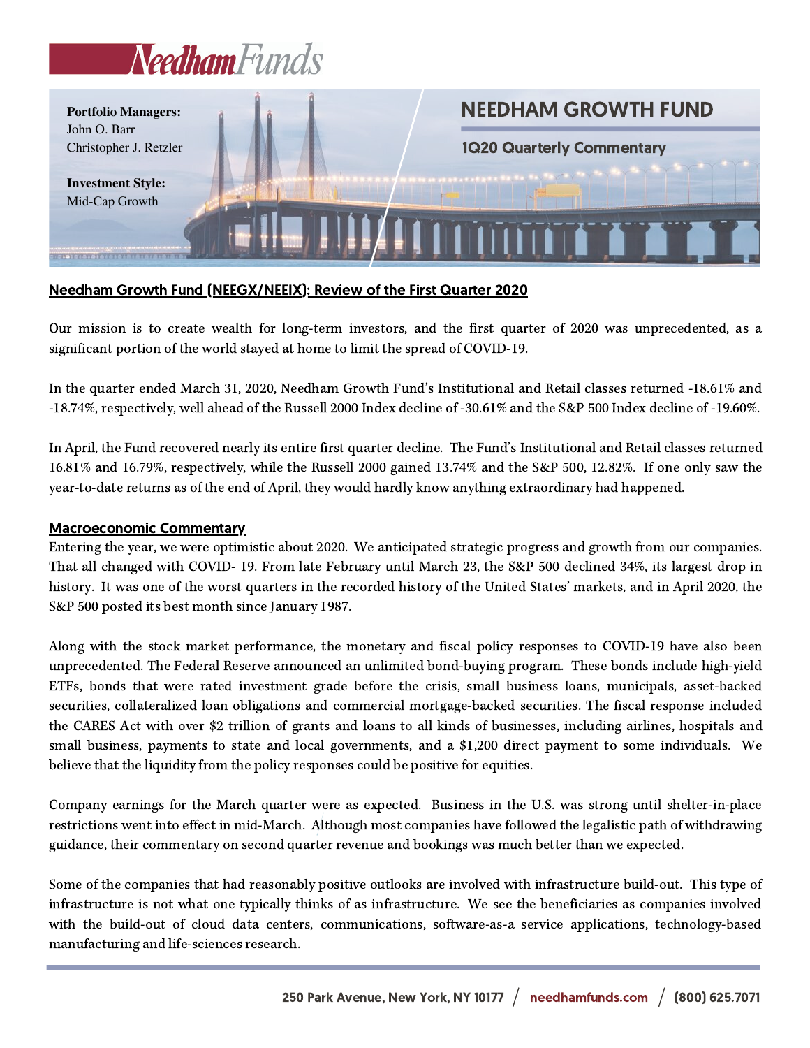# NeedhamFunds

**Portfolio Managers:**
John O. Barr
Christopher J. Retzler

**Investment Style:**
Mid-Cap Growth

## NEEDHAM GROWTH FUND

### 1Q20 Quarterly Commentary

## Needham Growth Fund (NEEGX/NEEIX): Review of the First Quarter 2020

Our mission is to create wealth for long-term investors, and the first quarter of 2020 was unprecedented, as a significant portion of the world stayed at home to limit the spread of COVID-19.

In the quarter ended March 31, 2020, Needham Growth Fund's Institutional and Retail classes returned -18.61% and -18.74%, respectively, well ahead of the Russell 2000 Index decline of -30.61% and the S&P 500 Index decline of -19.60%.

In April, the Fund recovered nearly its entire first quarter decline. The Fund's Institutional and Retail classes returned 16.81% and 16.79%, respectively, while the Russell 2000 gained 13.74% and the S&P 500, 12.82%. If one only saw the year-to-date returns as of the end of April, they would hardly know anything extraordinary had happened.

## Macroeconomic Commentary

Entering the year, we were optimistic about 2020. We anticipated strategic progress and growth from our companies. That all changed with COVID- 19. From late February until March 23, the S&P 500 declined 34%, its largest drop in history. It was one of the worst quarters in the recorded history of the United States' markets, and in April 2020, the S&P 500 posted its best month since January 1987.

Along with the stock market performance, the monetary and fiscal policy responses to COVID-19 have also been unprecedented. The Federal Reserve announced an unlimited bond-buying program. These bonds include high-yield ETFs, bonds that were rated investment grade before the crisis, small business loans, municipals, asset-backed securities, collateralized loan obligations and commercial mortgage-backed securities. The fiscal response included the CARES Act with over $2 trillion of grants and loans to all kinds of businesses, including airlines, hospitals and small business, payments to state and local governments, and a $1,200 direct payment to some individuals. We believe that the liquidity from the policy responses could be positive for equities.

Company earnings for the March quarter were as expected. Business in the U.S. was strong until shelter-in-place restrictions went into effect in mid-March. Although most companies have followed the legalistic path of withdrawing guidance, their commentary on second quarter revenue and bookings was much better than we expected.

Some of the companies that had reasonably positive outlooks are involved with infrastructure build-out. This type of infrastructure is not what one typically thinks of as infrastructure. We see the beneficiaries as companies involved with the build-out of cloud data centers, communications, software-as-a service applications, technology-based manufacturing and life-sciences research.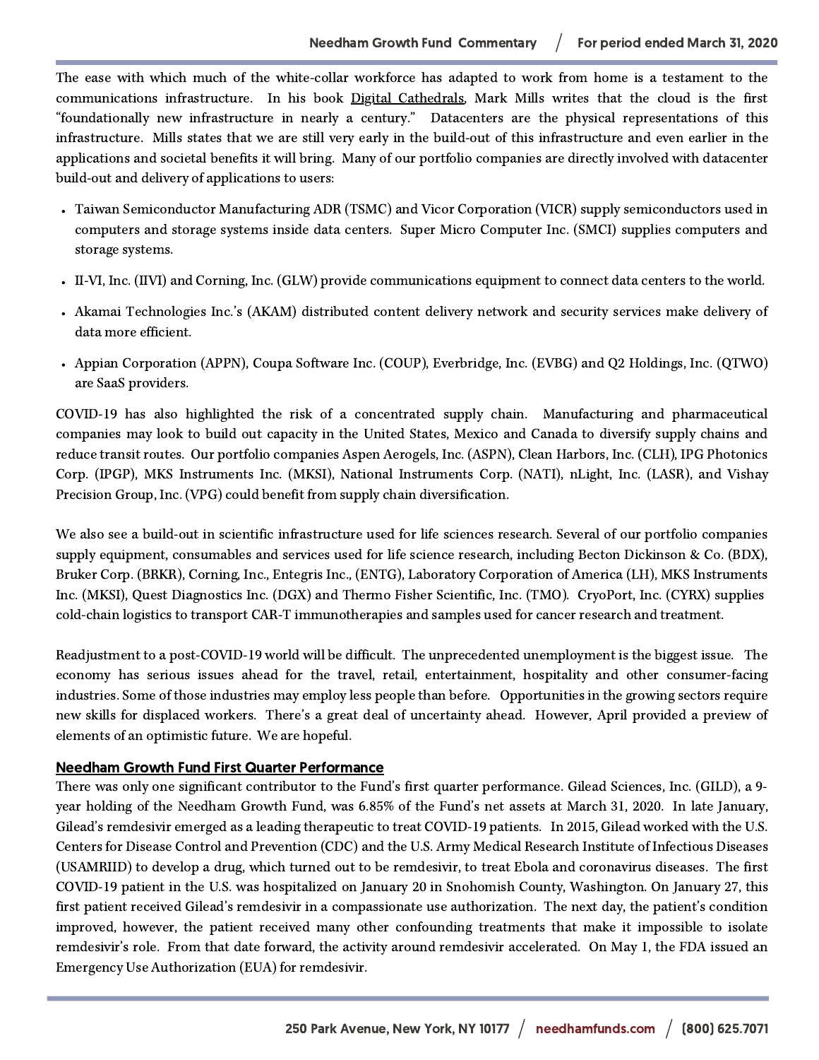The ease with which much of the white-collar workforce has adapted to work from home is a testament to the communications infrastructure. In his book Digital Cathedrals, Mark Mills writes that the cloud is the first "foundationally new infrastructure in nearly a century." Datacenters are the physical representations of this infrastructure. Mills states that we are still very early in the build-out of this infrastructure and even earlier in the applications and societal benefits it will bring. Many of our portfolio companies are directly involved with datacenter build-out and delivery of applications to users:

- Taiwan Semiconductor Manufacturing ADR (TSMC) and Vicor Corporation (VICR) supply semiconductors used in computers and storage systems inside data centers. Super Micro Computer Inc. (SMCI) supplies computers and storage systems.
- II-VI, Inc. (IIVI) and Corning, Inc. (GLW) provide communications equipment to connect data centers to the world.
- Akamai Technologies Inc.'s (AKAM) distributed content delivery network and security services make delivery of data more efficient.
- Appian Corporation (APPN), Coupa Software Inc. (COUP), Everbridge, Inc. (EVBG) and Q2 Holdings, Inc. (QTWO) are SaaS providers.

COVID-19 has also highlighted the risk of a concentrated supply chain. Manufacturing and pharmaceutical companies may look to build out capacity in the United States, Mexico and Canada to diversify supply chains and reduce transit routes. Our portfolio companies Aspen Aerogels, Inc. (ASPN), Clean Harbors, Inc. (CLH), IPG Photonics Corp. (IPGP), MKS Instruments Inc. (MKSI), National Instruments Corp. (NATI), nLight, Inc. (LASR), and Vishay Precision Group, Inc. (VPG) could benefit from supply chain diversification.

We also see a build-out in scientific infrastructure used for life sciences research. Several of our portfolio companies supply equipment, consumables and services used for life science research, including Becton Dickinson & Co. (BDX), Bruker Corp. (BRKR), Corning, Inc., Entegris Inc., (ENTG), Laboratory Corporation of America (LH), MKS Instruments Inc. (MKSI), Quest Diagnostics Inc. (DGX) and Thermo Fisher Scientific, Inc. (TMO). CryoPort, Inc. (CYRX) supplies cold-chain logistics to transport CAR-T immunotherapies and samples used for cancer research and treatment.

Readjustment to a post-COVID-19 world will be difficult. The unprecedented unemployment is the biggest issue. The economy has serious issues ahead for the travel, retail, entertainment, hospitality and other consumer-facing industries. Some of those industries may employ less people than before. Opportunities in the growing sectors require new skills for displaced workers. There's a great deal of uncertainty ahead. However, April provided a preview of elements of an optimistic future. We are hopeful.

## Needham Growth Fund First Quarter Performance

There was only one significant contributor to the Fund's first quarter performance. Gilead Sciences, Inc. (GILD), a 9-year holding of the Needham Growth Fund, was 6.85% of the Fund's net assets at March 31, 2020. In late January, Gilead's remdesivir emerged as a leading therapeutic to treat COVID-19 patients. In 2015, Gilead worked with the U.S. Centers for Disease Control and Prevention (CDC) and the U.S. Army Medical Research Institute of Infectious Diseases (USAMRIID) to develop a drug, which turned out to be remdesivir, to treat Ebola and coronavirus diseases. The first COVID-19 patient in the U.S. was hospitalized on January 20 in Snohomish County, Washington. On January 27, this first patient received Gilead's remdesivir in a compassionate use authorization. The next day, the patient's condition improved, however, the patient received many other confounding treatments that make it impossible to isolate remdesivir's role. From that date forward, the activity around remdesivir accelerated. On May 1, the FDA issued an Emergency Use Authorization (EUA) for remdesivir.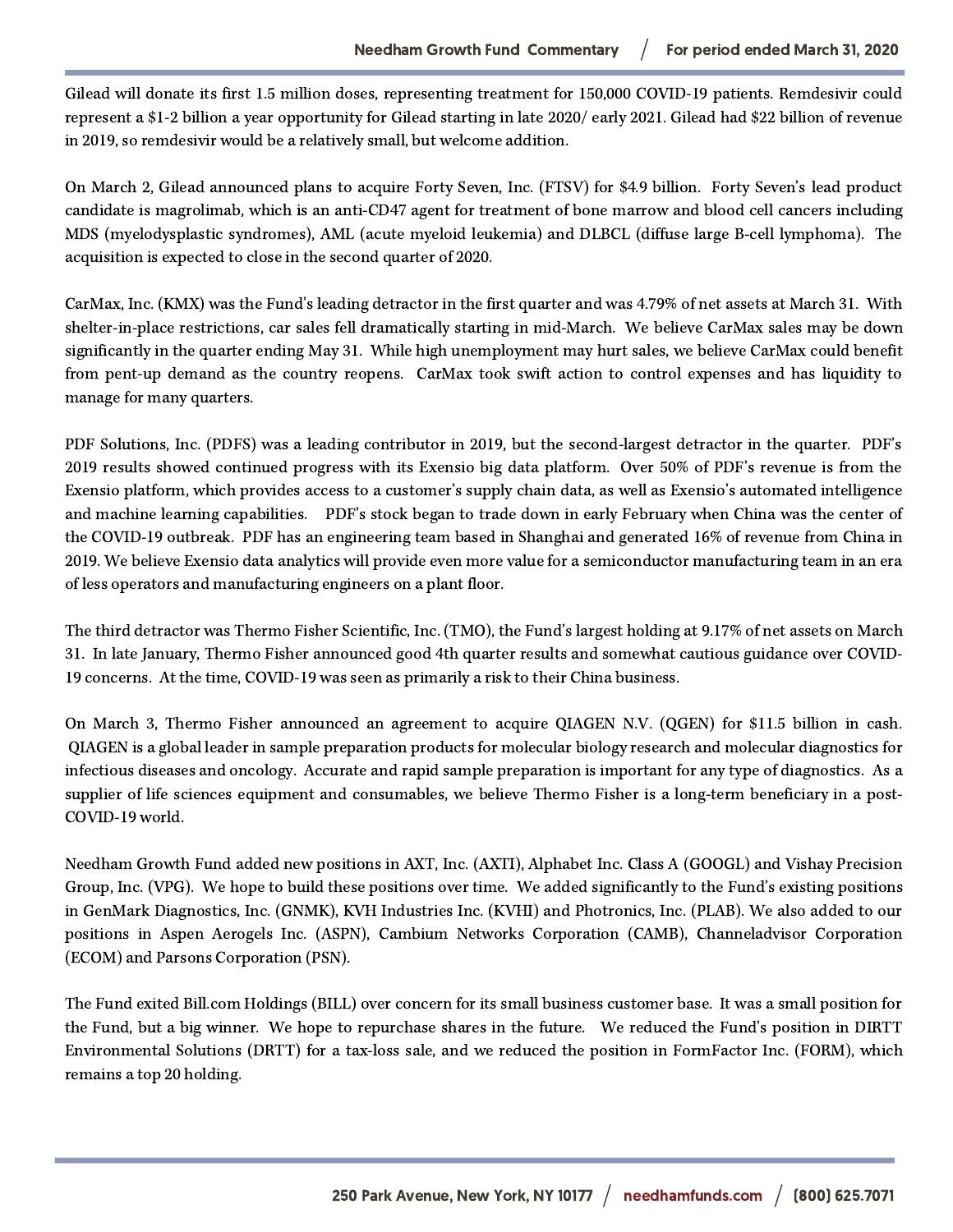Gilead will donate its first 1.5 million doses, representing treatment for 150,000 COVID-19 patients. Remdesivir could represent a $1-2 billion a year opportunity for Gilead starting in late 2020/ early 2021. Gilead had $22 billion of revenue in 2019, so remdesivir would be a relatively small, but welcome addition.

On March 2, Gilead announced plans to acquire Forty Seven, Inc. (FTSV) for $4.9 billion. Forty Seven's lead product candidate is magrolimab, which is an anti-CD47 agent for treatment of bone marrow and blood cell cancers including MDS (myelodysplastic syndromes), AML (acute myeloid leukemia) and DLBCL (diffuse large B-cell lymphoma). The acquisition is expected to close in the second quarter of 2020.

CarMax, Inc. (KMX) was the Fund's leading detractor in the first quarter and was 4.79% of net assets at March 31. With shelter-in-place restrictions, car sales fell dramatically starting in mid-March. We believe CarMax sales may be down significantly in the quarter ending May 31. While high unemployment may hurt sales, we believe CarMax could benefit from pent-up demand as the country reopens. CarMax took swift action to control expenses and has liquidity to manage for many quarters.

PDF Solutions, Inc. (PDFS) was a leading contributor in 2019, but the second-largest detractor in the quarter. PDF's 2019 results showed continued progress with its Exensio big data platform. Over 50% of PDF's revenue is from the Exensio platform, which provides access to a customer's supply chain data, as well as Exensio's automated intelligence and machine learning capabilities. PDF's stock began to trade down in early February when China was the center of the COVID-19 outbreak. PDF has an engineering team based in Shanghai and generated 16% of revenue from China in 2019. We believe Exensio data analytics will provide even more value for a semiconductor manufacturing team in an era of less operators and manufacturing engineers on a plant floor.

The third detractor was Thermo Fisher Scientific, Inc. (TMO), the Fund's largest holding at 9.17% of net assets on March 31. In late January, Thermo Fisher announced good 4th quarter results and somewhat cautious guidance over COVID-19 concerns. At the time, COVID-19 was seen as primarily a risk to their China business.

On March 3, Thermo Fisher announced an agreement to acquire QIAGEN N.V. (QGEN) for $11.5 billion in cash. QIAGEN is a global leader in sample preparation products for molecular biology research and molecular diagnostics for infectious diseases and oncology. Accurate and rapid sample preparation is important for any type of diagnostics. As a supplier of life sciences equipment and consumables, we believe Thermo Fisher is a long-term beneficiary in a post-COVID-19 world.

Needham Growth Fund added new positions in AXT, Inc. (AXTI), Alphabet Inc. Class A (GOOGL) and Vishay Precision Group, Inc. (VPG). We hope to build these positions over time. We added significantly to the Fund's existing positions in GenMark Diagnostics, Inc. (GNMK), KVH Industries Inc. (KVHI) and Photronics, Inc. (PLAB). We also added to our positions in Aspen Aerogels Inc. (ASPN), Cambium Networks Corporation (CAMB), Channeladvisor Corporation (ECOM) and Parsons Corporation (PSN).

The Fund exited Bill.com Holdings (BILL) over concern for its small business customer base. It was a small position for the Fund, but a big winner. We hope to repurchase shares in the future. We reduced the Fund's position in DIRTT Environmental Solutions (DRTT) for a tax-loss sale, and we reduced the position in FormFactor Inc. (FORM), which remains a top 20 holding.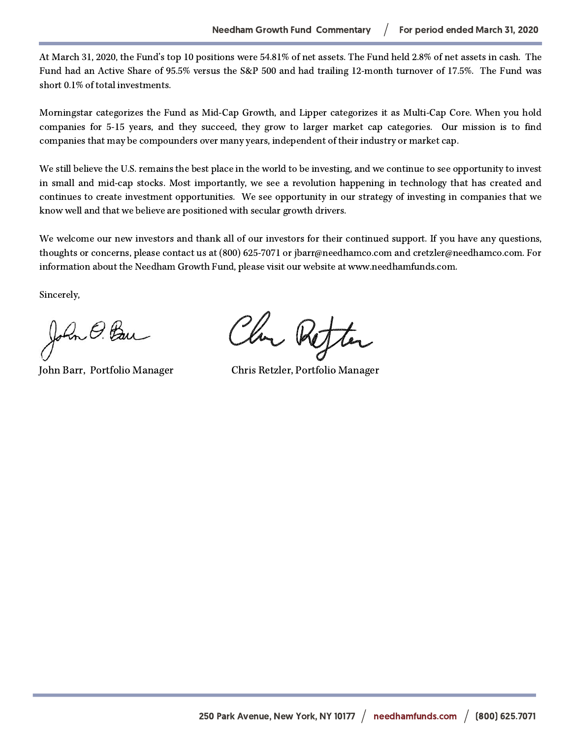At March 31, 2020, the Fund's top 10 positions were 54.81% of net assets. The Fund held 2.8% of net assets in cash. The Fund had an Active Share of 95.5% versus the S&P 500 and had trailing 12-month turnover of 17.5%. The Fund was short 0.1% of total investments.

Morningstar categorizes the Fund as Mid-Cap Growth, and Lipper categorizes it as Multi-Cap Core. When you hold companies for 5-15 years, and they succeed, they grow to larger market cap categories. Our mission is to find companies that may be compounders over many years, independent of their industry or market cap.

We still believe the U.S. remains the best place in the world to be investing, and we continue to see opportunity to invest in small and mid-cap stocks. Most importantly, we see a revolution happening in technology that has created and continues to create investment opportunities. We see opportunity in our strategy of investing in companies that we know well and that we believe are positioned with secular growth drivers.

We welcome our new investors and thank all of our investors for their continued support. If you have any questions, thoughts or concerns, please contact us at (800) 625-7071 or jbarr@needhamco.com and cretzler@needhamco.com. For information about the Needham Growth Fund, please visit our website at www.needhamfunds.com.

Sincerely,

John Barr, Portfolio Manager

Chris Retzler, Portfolio Manager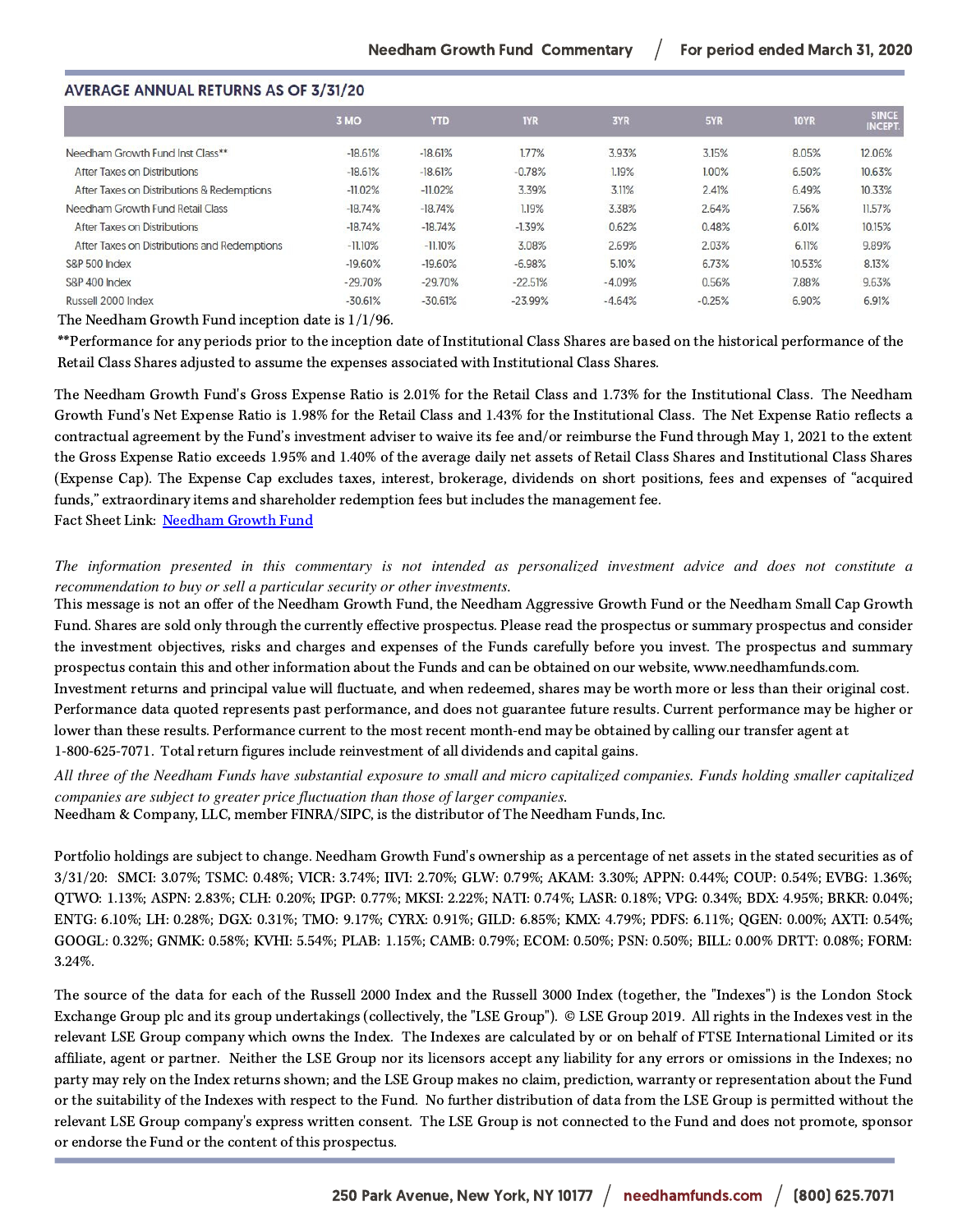## AVERAGE ANNUAL RETURNS AS OF 3/31/20

| | 3 MO | YTD | 1YR | 3YR | 5YR | 10YR | SINCE INCEPT. |
|---|---|---|---|---|---|---|---|
| Needham Growth Fund Inst Class** | -18.61% | -18.61% | 1.77% | 3.93% | 3.15% | 8.05% | 12.06% |
| After Taxes on Distributions | -18.61% | -18.61% | -0.78% | 1.19% | 1.00% | 6.50% | 10.63% |
| After Taxes on Distributions & Redemptions | -11.02% | -11.02% | 3.39% | 3.11% | 2.41% | 6.49% | 10.33% |
| Needham Growth Fund Retail Class | -18.74% | -18.74% | 1.19% | 3.38% | 2.64% | 7.56% | 11.57% |
| After Taxes on Distributions | -18.74% | -18.74% | -1.39% | 0.62% | 0.48% | 6.01% | 10.15% |
| After Taxes on Distributions and Redemptions | -11.10% | -11.10% | 3.08% | 2.69% | 2.03% | 6.11% | 9.89% |
| S&P 500 Index | -19.60% | -19.60% | -6.98% | 5.10% | 6.73% | 10.53% | 8.13% |
| S&P 400 Index | -29.70% | -29.70% | -22.51% | -4.09% | 0.56% | 7.88% | 9.63% |
| Russell 2000 Index | -30.61% | -30.61% | -23.99% | -4.64% | -0.25% | 6.90% | 6.91% |

The Needham Growth Fund inception date is 1/1/96.

**Performance for any periods prior to the inception date of Institutional Class Shares are based on the historical performance of the Retail Class Shares adjusted to assume the expenses associated with Institutional Class Shares.

The Needham Growth Fund's Gross Expense Ratio is 2.01% for the Retail Class and 1.73% for the Institutional Class. The Needham Growth Fund's Net Expense Ratio is 1.98% for the Retail Class and 1.43% for the Institutional Class. The Net Expense Ratio reflects a contractual agreement by the Fund's investment adviser to waive its fee and/or reimburse the Fund through May 1, 2021 to the extent the Gross Expense Ratio exceeds 1.95% and 1.40% of the average daily net assets of Retail Class Shares and Institutional Class Shares (Expense Cap). The Expense Cap excludes taxes, interest, brokerage, dividends on short positions, fees and expenses of "acquired funds," extraordinary items and shareholder redemption fees but includes the management fee.

Fact Sheet Link: [Needham Growth Fund]

*The information presented in this commentary is not intended as personalized investment advice and does not constitute a recommendation to buy or sell a particular security or other investments.*

This message is not an offer of the Needham Growth Fund, the Needham Aggressive Growth Fund or the Needham Small Cap Growth Fund. Shares are sold only through the currently effective prospectus. Please read the prospectus or summary prospectus and consider the investment objectives, risks and charges and expenses of the Funds carefully before you invest. The prospectus and summary prospectus contain this and other information about the Funds and can be obtained on our website, www.needhamfunds.com.

Investment returns and principal value will fluctuate, and when redeemed, shares may be worth more or less than their original cost. Performance data quoted represents past performance, and does not guarantee future results. Current performance may be higher or lower than these results. Performance current to the most recent month-end may be obtained by calling our transfer agent at 1-800-625-7071. Total return figures include reinvestment of all dividends and capital gains.

*All three of the Needham Funds have substantial exposure to small and micro capitalized companies. Funds holding smaller capitalized companies are subject to greater price fluctuation than those of larger companies.*

Needham & Company, LLC, member FINRA/SIPC, is the distributor of The Needham Funds, Inc.

Portfolio holdings are subject to change. Needham Growth Fund's ownership as a percentage of net assets in the stated securities as of 3/31/20: SMCI: 3.07%; TSMC: 0.48%; VICR: 3.74%; IIVI: 2.70%; GLW: 0.79%; AKAM: 3.30%; APPN: 0.44%; COUP: 0.54%; EVBG: 1.36%; QTWO: 1.13%; ASPN: 2.83%; CLH: 0.20%; IPGP: 0.77%; MKSI: 2.22%; NATI: 0.74%; LASR: 0.18%; VPG: 0.34%; BDX: 4.95%; BRKR: 0.04%; ENTG: 6.10%; LH: 0.28%; DGX: 0.31%; TMO: 9.17%; CYRX: 0.91%; GILD: 6.85%; KMX: 4.79%; PDFS: 6.11%; QGEN: 0.00%; AXTI: 0.54%; GOOGL: 0.32%; GNMK: 0.58%; KVHI: 5.54%; PLAB: 1.15%; CAMB: 0.79%; ECOM: 0.50%; PSN: 0.50%; BILL: 0.00% DRTT: 0.08%; FORM: 3.24%.

The source of the data for each of the Russell 2000 Index and the Russell 3000 Index (together, the "Indexes") is the London Stock Exchange Group plc and its group undertakings (collectively, the "LSE Group"). © LSE Group 2019. All rights in the Indexes vest in the relevant LSE Group company which owns the Index. The Indexes are calculated by or on behalf of FTSE International Limited or its affiliate, agent or partner. Neither the LSE Group nor its licensors accept any liability for any errors or omissions in the Indexes; no party may rely on the Index returns shown; and the LSE Group makes no claim, prediction, warranty or representation about the Fund or the suitability of the Indexes with respect to the Fund. No further distribution of data from the LSE Group is permitted without the relevant LSE Group company's express written consent. The LSE Group is not connected to the Fund and does not promote, sponsor or endorse the Fund or the content of this prospectus.